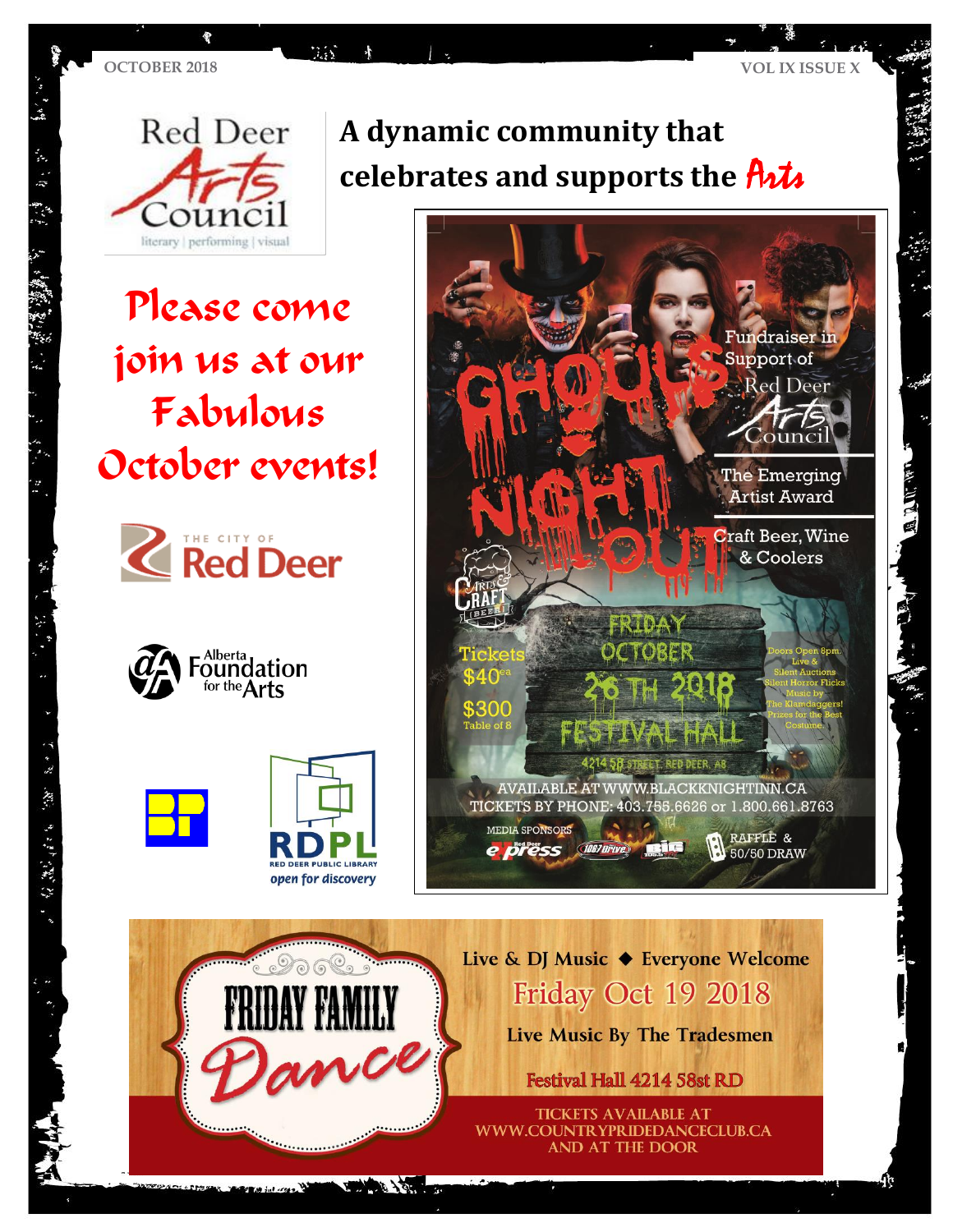Red Deer Arts Council
literary | performing | visual

# A dynamic community that celebrates and supports the Arts

## Please come join us at our Fabulous October events!

THE CITY OF Red Deer

Alberta Foundation for the Arts

RDPL
RED DEER PUBLIC LIBRARY
open for discovery

## GHOULS NIGHT OUT

Fundraiser in Support of Red Deer Arts Council

The Emerging Artist Award

Craft Beer, Wine & Coolers

Tickets $40 ea

$300 Table of 8

FRIDAY OCTOBER 26 TH 2018

FESTIVAL HALL

4214 58 STREET, RED DEER, AB

Doors Open 8pm.
Live & Silent Auctions
Silent Horror Flicks
Music by The Klamdaggers!
Prizes for the Best Costume.

AVAILABLE AT WWW.BLACKKNIGHTINN.CA
TICKETS BY PHONE: 403.755.6626 or 1.800.661.8763

MEDIA SPONSORS

RAFFLE & 50/50 DRAW

## FRIDAY FAMILY Dance

Live & DJ Music ◆ Everyone Welcome

Friday Oct 19 2018

Live Music By The Tradesmen

Festival Hall 4214 58st RD

TICKETS AVAILABLE AT WWW.COUNTRYPRIDEDANCECLUB.CA AND AT THE DOOR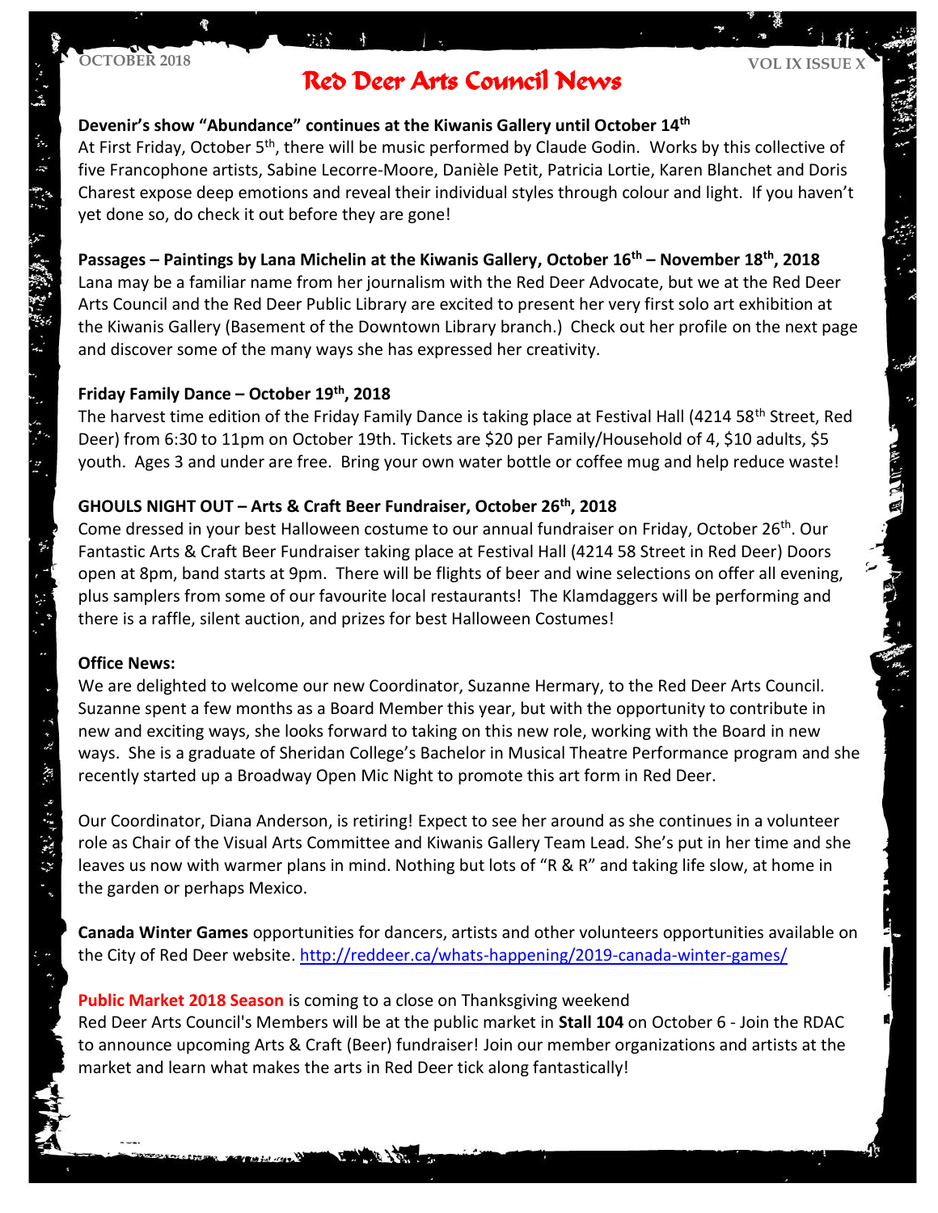# Red Deer Arts Council News

### Devenir's show "Abundance" continues at the Kiwanis Gallery until October 14th

At First Friday, October 5th, there will be music performed by Claude Godin. Works by this collective of five Francophone artists, Sabine Lecorre-Moore, Danièle Petit, Patricia Lortie, Karen Blanchet and Doris Charest expose deep emotions and reveal their individual styles through colour and light. If you haven't yet done so, do check it out before they are gone!

### Passages – Paintings by Lana Michelin at the Kiwanis Gallery, October 16th – November 18th, 2018

Lana may be a familiar name from her journalism with the Red Deer Advocate, but we at the Red Deer Arts Council and the Red Deer Public Library are excited to present her very first solo art exhibition at the Kiwanis Gallery (Basement of the Downtown Library branch.) Check out her profile on the next page and discover some of the many ways she has expressed her creativity.

### Friday Family Dance – October 19th, 2018

The harvest time edition of the Friday Family Dance is taking place at Festival Hall (4214 58th Street, Red Deer) from 6:30 to 11pm on October 19th. Tickets are $20 per Family/Household of 4, $10 adults, $5 youth. Ages 3 and under are free. Bring your own water bottle or coffee mug and help reduce waste!

### GHOULS NIGHT OUT – Arts & Craft Beer Fundraiser, October 26th, 2018

Come dressed in your best Halloween costume to our annual fundraiser on Friday, October 26th. Our Fantastic Arts & Craft Beer Fundraiser taking place at Festival Hall (4214 58 Street in Red Deer) Doors open at 8pm, band starts at 9pm. There will be flights of beer and wine selections on offer all evening, plus samplers from some of our favourite local restaurants! The Klamdaggers will be performing and there is a raffle, silent auction, and prizes for best Halloween Costumes!

### Office News:

We are delighted to welcome our new Coordinator, Suzanne Hermary, to the Red Deer Arts Council. Suzanne spent a few months as a Board Member this year, but with the opportunity to contribute in new and exciting ways, she looks forward to taking on this new role, working with the Board in new ways. She is a graduate of Sheridan College's Bachelor in Musical Theatre Performance program and she recently started up a Broadway Open Mic Night to promote this art form in Red Deer.

Our Coordinator, Diana Anderson, is retiring! Expect to see her around as she continues in a volunteer role as Chair of the Visual Arts Committee and Kiwanis Gallery Team Lead. She's put in her time and she leaves us now with warmer plans in mind. Nothing but lots of "R & R" and taking life slow, at home in the garden or perhaps Mexico.

**Canada Winter Games** opportunities for dancers, artists and other volunteers opportunities available on the City of Red Deer website. http://reddeer.ca/whats-happening/2019-canada-winter-games/

**Public Market 2018 Season** is coming to a close on Thanksgiving weekend
Red Deer Arts Council's Members will be at the public market in **Stall 104** on October 6 - Join the RDAC to announce upcoming Arts & Craft (Beer) fundraiser! Join our member organizations and artists at the market and learn what makes the arts in Red Deer tick along fantastically!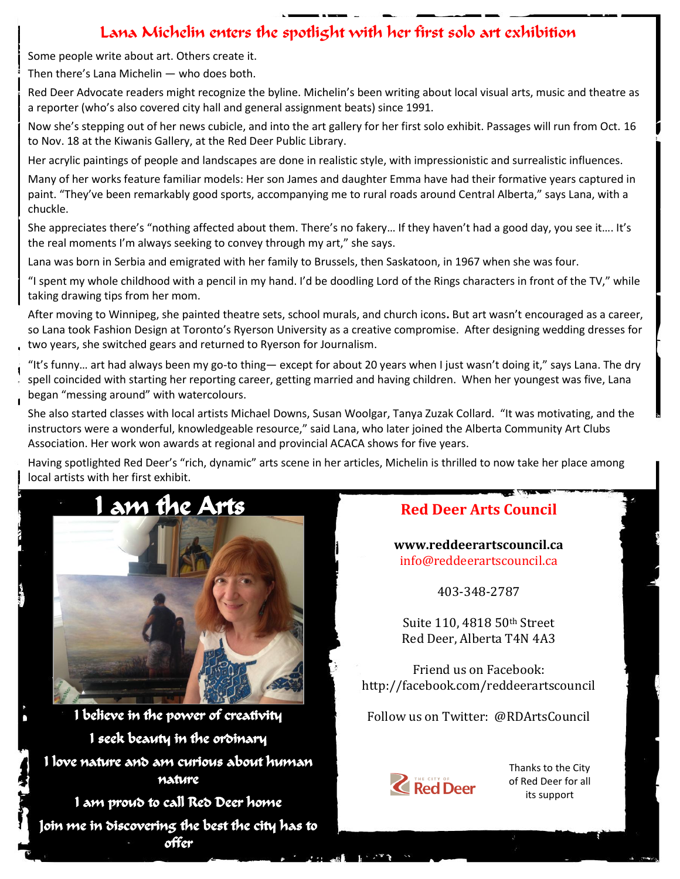# Lana Michelin enters the spotlight with her first solo art exhibition

Some people write about art. Others create it.

Then there's Lana Michelin — who does both.

Red Deer Advocate readers might recognize the byline. Michelin's been writing about local visual arts, music and theatre as a reporter (who's also covered city hall and general assignment beats) since 1991.

Now she's stepping out of her news cubicle, and into the art gallery for her first solo exhibit. Passages will run from Oct. 16 to Nov. 18 at the Kiwanis Gallery, at the Red Deer Public Library.

Her acrylic paintings of people and landscapes are done in realistic style, with impressionistic and surrealistic influences.

Many of her works feature familiar models: Her son James and daughter Emma have had their formative years captured in paint. "They've been remarkably good sports, accompanying me to rural roads around Central Alberta," says Lana, with a chuckle.

She appreciates there's "nothing affected about them. There's no fakery… If they haven't had a good day, you see it…. It's the real moments I'm always seeking to convey through my art," she says.

Lana was born in Serbia and emigrated with her family to Brussels, then Saskatoon, in 1967 when she was four.

"I spent my whole childhood with a pencil in my hand. I'd be doodling Lord of the Rings characters in front of the TV," while taking drawing tips from her mom.

After moving to Winnipeg, she painted theatre sets, school murals, and church icons**.** But art wasn't encouraged as a career, so Lana took Fashion Design at Toronto's Ryerson University as a creative compromise. After designing wedding dresses for two years, she switched gears and returned to Ryerson for Journalism.

"It's funny… art had always been my go-to thing— except for about 20 years when I just wasn't doing it," says Lana. The dry spell coincided with starting her reporting career, getting married and having children. When her youngest was five, Lana began "messing around" with watercolours.

She also started classes with local artists Michael Downs, Susan Woolgar, Tanya Zuzak Collard. "It was motivating, and the instructors were a wonderful, knowledgeable resource," said Lana, who later joined the Alberta Community Art Clubs Association. Her work won awards at regional and provincial ACACA shows for five years.

Having spotlighted Red Deer's "rich, dynamic" arts scene in her articles, Michelin is thrilled to now take her place among local artists with her first exhibit.

## I am the Arts

I believe in the power of creativity

I seek beauty in the ordinary

I love nature and am curious about human nature

I am proud to call Red Deer home

Join me in discovering the best the city has to offer

## Red Deer Arts Council

**www.reddeerartscouncil.ca**
info@reddeerartscouncil.ca

403-348-2787

Suite 110, 4818 50th Street
Red Deer, Alberta T4N 4A3

Friend us on Facebook:
http://facebook.com/reddeerartscouncil

Follow us on Twitter: @RDArtsCouncil

The City of Red Deer

Thanks to the City of Red Deer for all its support